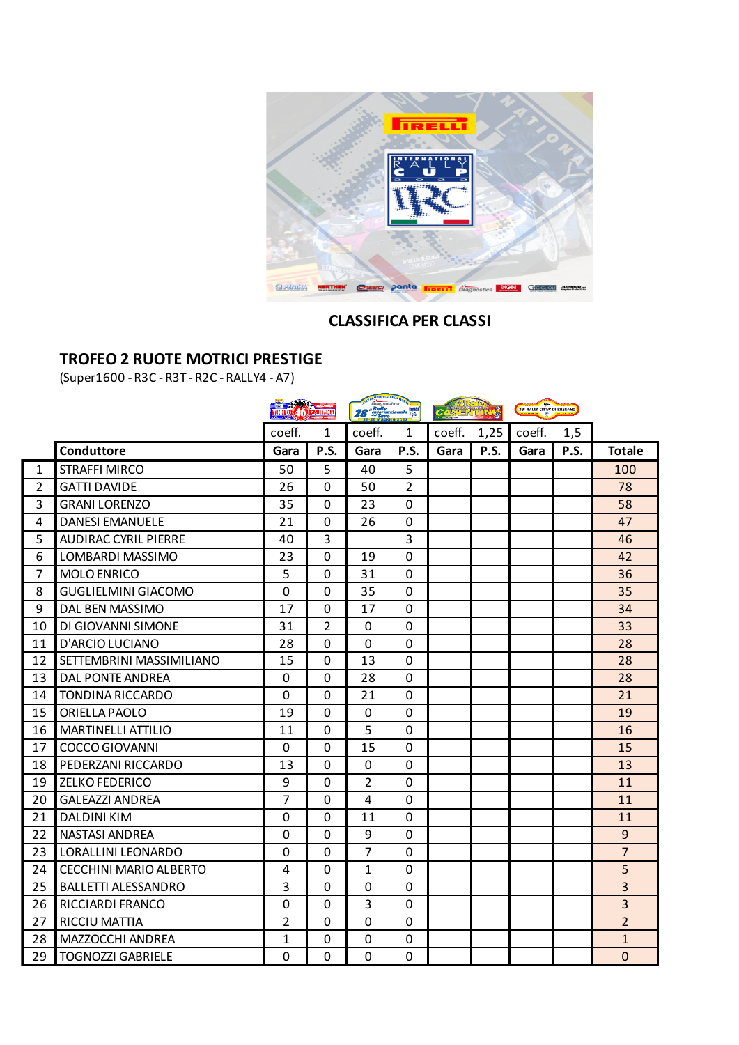## CLASSIFICA PER CLASSI

### TROFEO 2 RUOTE MOTRICI PRESTIGE

(Super1600 - R3C - R3T - R2C - RALLY4 - A7)

| | | coeff. | 1 | coeff. | 1 | coeff. | 1,25 | coeff. | 1,5 | |
|---|---|---|---|---|---|---|---|---|---|---|
| | **Conduttore** | **Gara** | **P.S.** | **Gara** | **P.S.** | **Gara** | **P.S.** | **Gara** | **P.S.** | **Totale** |
| 1 | STRAFFI MIRCO | 50 | 5 | 40 | 5 | | | | | 100 |
| 2 | GATTI DAVIDE | 26 | 0 | 50 | 2 | | | | | 78 |
| 3 | GRANI LORENZO | 35 | 0 | 23 | 0 | | | | | 58 |
| 4 | DANESI EMANUELE | 21 | 0 | 26 | 0 | | | | | 47 |
| 5 | AUDIRAC CYRIL PIERRE | 40 | 3 | | 3 | | | | | 46 |
| 6 | LOMBARDI MASSIMO | 23 | 0 | 19 | 0 | | | | | 42 |
| 7 | MOLO ENRICO | 5 | 0 | 31 | 0 | | | | | 36 |
| 8 | GUGLIELMINI GIACOMO | 0 | 0 | 35 | 0 | | | | | 35 |
| 9 | DAL BEN MASSIMO | 17 | 0 | 17 | 0 | | | | | 34 |
| 10 | DI GIOVANNI SIMONE | 31 | 2 | 0 | 0 | | | | | 33 |
| 11 | D'ARCIO LUCIANO | 28 | 0 | 0 | 0 | | | | | 28 |
| 12 | SETTEMBRINI MASSIMILIANO | 15 | 0 | 13 | 0 | | | | | 28 |
| 13 | DAL PONTE ANDREA | 0 | 0 | 28 | 0 | | | | | 28 |
| 14 | TONDINA RICCARDO | 0 | 0 | 21 | 0 | | | | | 21 |
| 15 | ORIELLA PAOLO | 19 | 0 | 0 | 0 | | | | | 19 |
| 16 | MARTINELLI ATTILIO | 11 | 0 | 5 | 0 | | | | | 16 |
| 17 | COCCO GIOVANNI | 0 | 0 | 15 | 0 | | | | | 15 |
| 18 | PEDERZANI RICCARDO | 13 | 0 | 0 | 0 | | | | | 13 |
| 19 | ZELKO FEDERICO | 9 | 0 | 2 | 0 | | | | | 11 |
| 20 | GALEAZZI ANDREA | 7 | 0 | 4 | 0 | | | | | 11 |
| 21 | DALDINI KIM | 0 | 0 | 11 | 0 | | | | | 11 |
| 22 | NASTASI ANDREA | 0 | 0 | 9 | 0 | | | | | 9 |
| 23 | LORALLINI LEONARDO | 0 | 0 | 7 | 0 | | | | | 7 |
| 24 | CECCHINI MARIO ALBERTO | 4 | 0 | 1 | 0 | | | | | 5 |
| 25 | BALLETTI ALESSANDRO | 3 | 0 | 0 | 0 | | | | | 3 |
| 26 | RICCIARDI FRANCO | 0 | 0 | 3 | 0 | | | | | 3 |
| 27 | RICCIU MATTIA | 2 | 0 | 0 | 0 | | | | | 2 |
| 28 | MAZZOCCHI ANDREA | 1 | 0 | 0 | 0 | | | | | 1 |
| 29 | TOGNOZZI GABRIELE | 0 | 0 | 0 | 0 | | | | | 0 |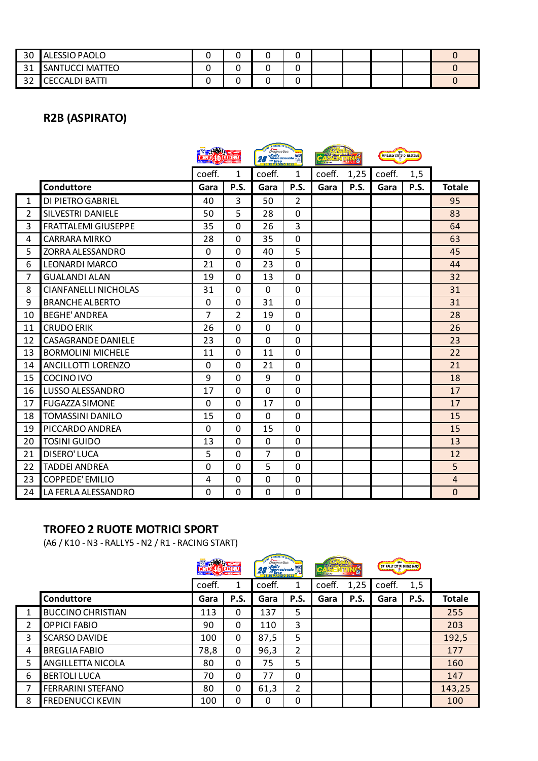| 30 | ALESSIO PAOLO | 0 | 0 | 0 | 0 | | | | | 0 |
|---|---|---|---|---|---|---|---|---|---|---|
| 31 | SANTUCCI MATTEO | 0 | 0 | 0 | 0 | | | | | 0 |
| 32 | CECCALDI BATTI | 0 | 0 | 0 | 0 | | | | | 0 |

## R2B (ASPIRATO)

| | | coeff. | 1 | coeff. | 1 | coeff. | 1,25 | coeff. | 1,5 | |
|---|---|---|---|---|---|---|---|---|---|---|
| | **Conduttore** | **Gara** | **P.S.** | **Gara** | **P.S.** | **Gara** | **P.S.** | **Gara** | **P.S.** | **Totale** |
| 1 | DI PIETRO GABRIEL | 40 | 3 | 50 | 2 | | | | | 95 |
| 2 | SILVESTRI DANIELE | 50 | 5 | 28 | 0 | | | | | 83 |
| 3 | FRATTALEMI GIUSEPPE | 35 | 0 | 26 | 3 | | | | | 64 |
| 4 | CARRARA MIRKO | 28 | 0 | 35 | 0 | | | | | 63 |
| 5 | ZORRA ALESSANDRO | 0 | 0 | 40 | 5 | | | | | 45 |
| 6 | LEONARDI MARCO | 21 | 0 | 23 | 0 | | | | | 44 |
| 7 | GUALANDI ALAN | 19 | 0 | 13 | 0 | | | | | 32 |
| 8 | CIANFANELLI NICHOLAS | 31 | 0 | 0 | 0 | | | | | 31 |
| 9 | BRANCHE ALBERTO | 0 | 0 | 31 | 0 | | | | | 31 |
| 10 | BEGHE' ANDREA | 7 | 2 | 19 | 0 | | | | | 28 |
| 11 | CRUDO ERIK | 26 | 0 | 0 | 0 | | | | | 26 |
| 12 | CASAGRANDE DANIELE | 23 | 0 | 0 | 0 | | | | | 23 |
| 13 | BORMOLINI MICHELE | 11 | 0 | 11 | 0 | | | | | 22 |
| 14 | ANCILLOTTI LORENZO | 0 | 0 | 21 | 0 | | | | | 21 |
| 15 | COCINO IVO | 9 | 0 | 9 | 0 | | | | | 18 |
| 16 | LUSSO ALESSANDRO | 17 | 0 | 0 | 0 | | | | | 17 |
| 17 | FUGAZZA SIMONE | 0 | 0 | 17 | 0 | | | | | 17 |
| 18 | TOMASSINI DANILO | 15 | 0 | 0 | 0 | | | | | 15 |
| 19 | PICCARDO ANDREA | 0 | 0 | 15 | 0 | | | | | 15 |
| 20 | TOSINI GUIDO | 13 | 0 | 0 | 0 | | | | | 13 |
| 21 | DISERO' LUCA | 5 | 0 | 7 | 0 | | | | | 12 |
| 22 | TADDEI ANDREA | 0 | 0 | 5 | 0 | | | | | 5 |
| 23 | COPPEDE' EMILIO | 4 | 0 | 0 | 0 | | | | | 4 |
| 24 | LA FERLA ALESSANDRO | 0 | 0 | 0 | 0 | | | | | 0 |

## TROFEO 2 RUOTE MOTRICI SPORT

(A6 / K10 - N3 - RALLY5 - N2 / R1 - RACING START)

| | | coeff. | 1 | coeff. | 1 | coeff. | 1,25 | coeff. | 1,5 | |
|---|---|---|---|---|---|---|---|---|---|---|
| | **Conduttore** | **Gara** | **P.S.** | **Gara** | **P.S.** | **Gara** | **P.S.** | **Gara** | **P.S.** | **Totale** |
| 1 | BUCCINO CHRISTIAN | 113 | 0 | 137 | 5 | | | | | 255 |
| 2 | OPPICI FABIO | 90 | 0 | 110 | 3 | | | | | 203 |
| 3 | SCARSO DAVIDE | 100 | 0 | 87,5 | 5 | | | | | 192,5 |
| 4 | BREGLIA FABIO | 78,8 | 0 | 96,3 | 2 | | | | | 177 |
| 5 | ANGILLETTA NICOLA | 80 | 0 | 75 | 5 | | | | | 160 |
| 6 | BERTOLI LUCA | 70 | 0 | 77 | 0 | | | | | 147 |
| 7 | FERRARINI STEFANO | 80 | 0 | 61,3 | 2 | | | | | 143,25 |
| 8 | FREDENUCCI KEVIN | 100 | 0 | 0 | 0 | | | | | 100 |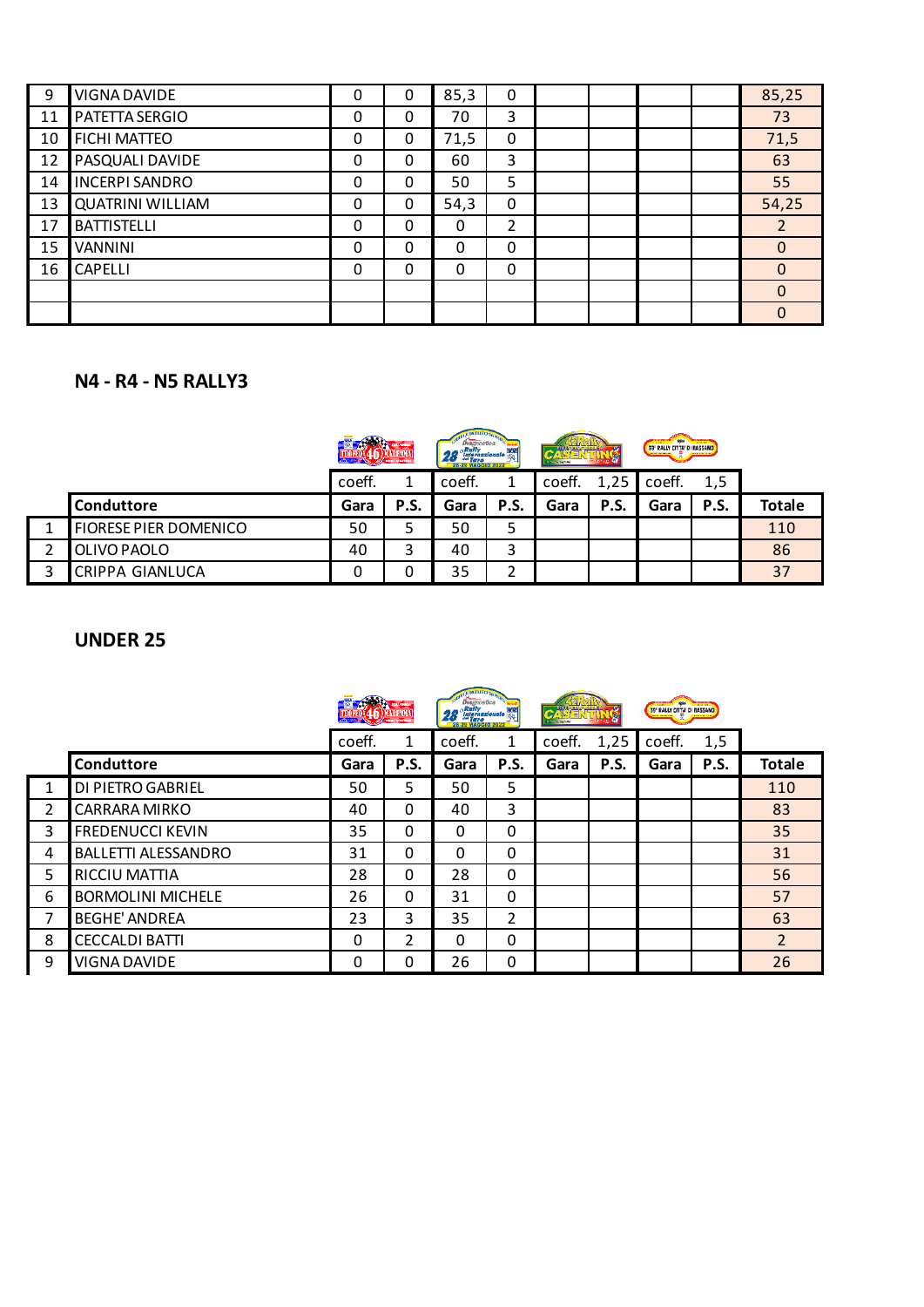| | | | | | | | | | | |
|---|---|---|---|---|---|---|---|---|---|---|
| 9 | VIGNA DAVIDE | 0 | 0 | 85,3 | 0 | | | | | 85,25 |
| 11 | PATETTA SERGIO | 0 | 0 | 70 | 3 | | | | | 73 |
| 10 | FICHI MATTEO | 0 | 0 | 71,5 | 0 | | | | | 71,5 |
| 12 | PASQUALI DAVIDE | 0 | 0 | 60 | 3 | | | | | 63 |
| 14 | INCERPI SANDRO | 0 | 0 | 50 | 5 | | | | | 55 |
| 13 | QUATRINI WILLIAM | 0 | 0 | 54,3 | 0 | | | | | 54,25 |
| 17 | BATTISTELLI | 0 | 0 | 0 | 2 | | | | | 2 |
| 15 | VANNINI | 0 | 0 | 0 | 0 | | | | | 0 |
| 16 | CAPELLI | 0 | 0 | 0 | 0 | | | | | 0 |
| | | | | | | | | | | 0 |
| | | | | | | | | | | 0 |

## N4 - R4 - N5 RALLY3

| | | coeff. | 1 | coeff. | 1 | coeff. | 1,25 | coeff. | 1,5 | |
|---|---|---|---|---|---|---|---|---|---|---|
| | **Conduttore** | **Gara** | **P.S.** | **Gara** | **P.S.** | **Gara** | **P.S.** | **Gara** | **P.S.** | **Totale** |
| 1 | FIORESE PIER DOMENICO | 50 | 5 | 50 | 5 | | | | | 110 |
| 2 | OLIVO PAOLO | 40 | 3 | 40 | 3 | | | | | 86 |
| 3 | CRIPPA GIANLUCA | 0 | 0 | 35 | 2 | | | | | 37 |

## UNDER 25

| | | coeff. | 1 | coeff. | 1 | coeff. | 1,25 | coeff. | 1,5 | |
|---|---|---|---|---|---|---|---|---|---|---|
| | **Conduttore** | **Gara** | **P.S.** | **Gara** | **P.S.** | **Gara** | **P.S.** | **Gara** | **P.S.** | **Totale** |
| 1 | DI PIETRO GABRIEL | 50 | 5 | 50 | 5 | | | | | 110 |
| 2 | CARRARA MIRKO | 40 | 0 | 40 | 3 | | | | | 83 |
| 3 | FREDENUCCI KEVIN | 35 | 0 | 0 | 0 | | | | | 35 |
| 4 | BALLETTI ALESSANDRO | 31 | 0 | 0 | 0 | | | | | 31 |
| 5 | RICCIU MATTIA | 28 | 0 | 28 | 0 | | | | | 56 |
| 6 | BORMOLINI MICHELE | 26 | 0 | 31 | 0 | | | | | 57 |
| 7 | BEGHE' ANDREA | 23 | 3 | 35 | 2 | | | | | 63 |
| 8 | CECCALDI BATTI | 0 | 2 | 0 | 0 | | | | | 2 |
| 9 | VIGNA DAVIDE | 0 | 0 | 26 | 0 | | | | | 26 |